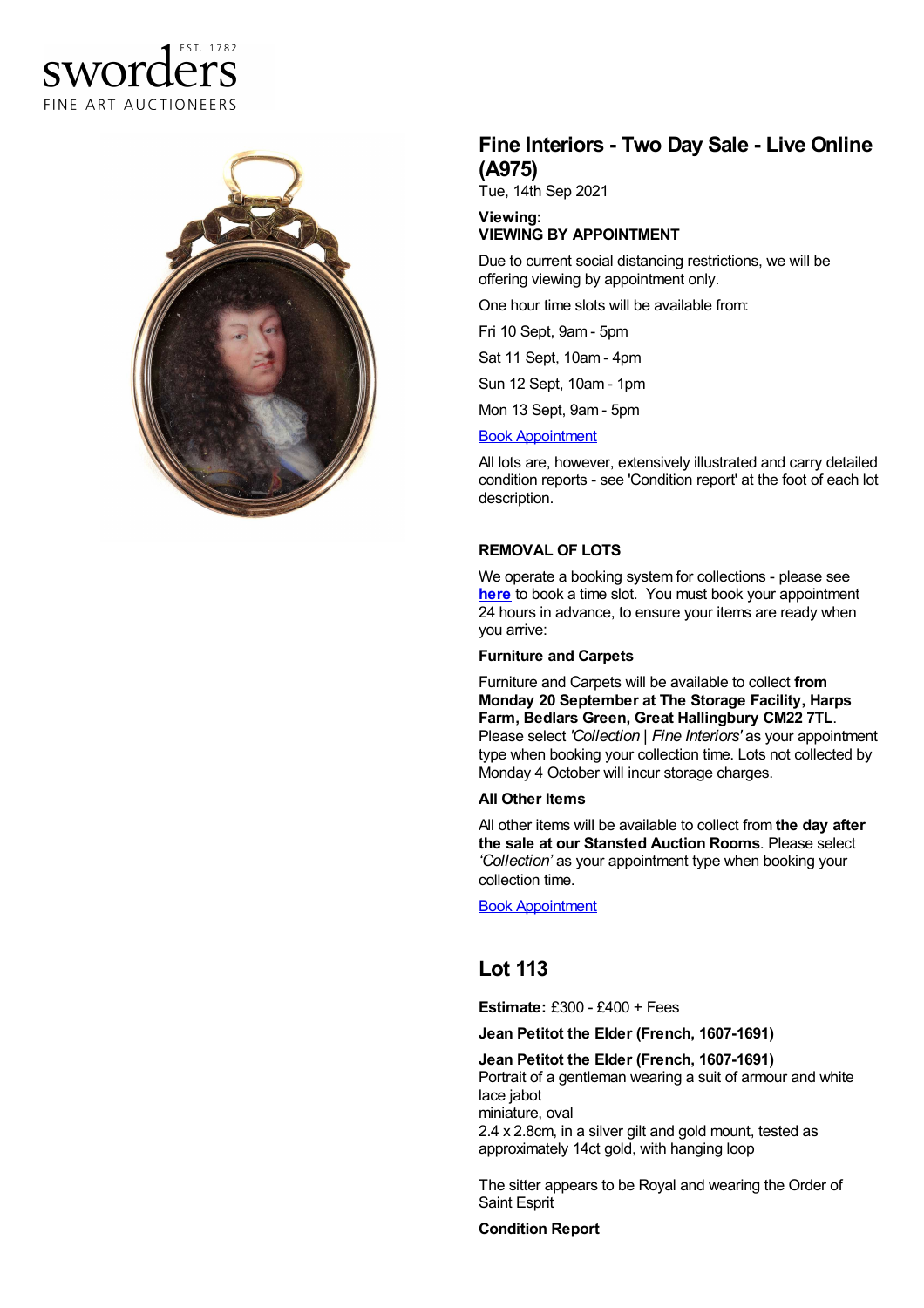sworders

EST. 1782

FINE ART AUCTIONEERS

# Fine Interiors - Two Day Sale - Live Online (A975)

Tue, 14th Sep 2021

**Viewing:**
**VIEWING BY APPOINTMENT**

Due to current social distancing restrictions, we will be offering viewing by appointment only.

One hour time slots will be available from:

Fri 10 Sept, 9am - 5pm

Sat 11 Sept, 10am - 4pm

Sun 12 Sept, 10am - 1pm

Mon 13 Sept, 9am - 5pm

Book Appointment

All lots are, however, extensively illustrated and carry detailed condition reports - see 'Condition report' at the foot of each lot description.

### REMOVAL OF LOTS

We operate a booking system for collections - please see **here** to book a time slot. You must book your appointment 24 hours in advance, to ensure your items are ready when you arrive:

**Furniture and Carpets**

Furniture and Carpets will be available to collect **from Monday 20 September at The Storage Facility, Harps Farm, Bedlars Green, Great Hallingbury CM22 7TL**. Please select *'Collection | Fine Interiors'* as your appointment type when booking your collection time. Lots not collected by Monday 4 October will incur storage charges.

**All Other Items**

All other items will be available to collect from **the day after the sale at our Stansted Auction Rooms**. Please select *'Collection'* as your appointment type when booking your collection time.

Book Appointment

## Lot 113

**Estimate:** £300 - £400 + Fees

**Jean Petitot the Elder (French, 1607-1691)**

**Jean Petitot the Elder (French, 1607-1691)**
Portrait of a gentleman wearing a suit of armour and white lace jabot
miniature, oval
2.4 x 2.8cm, in a silver gilt and gold mount, tested as approximately 14ct gold, with hanging loop

The sitter appears to be Royal and wearing the Order of Saint Esprit

**Condition Report**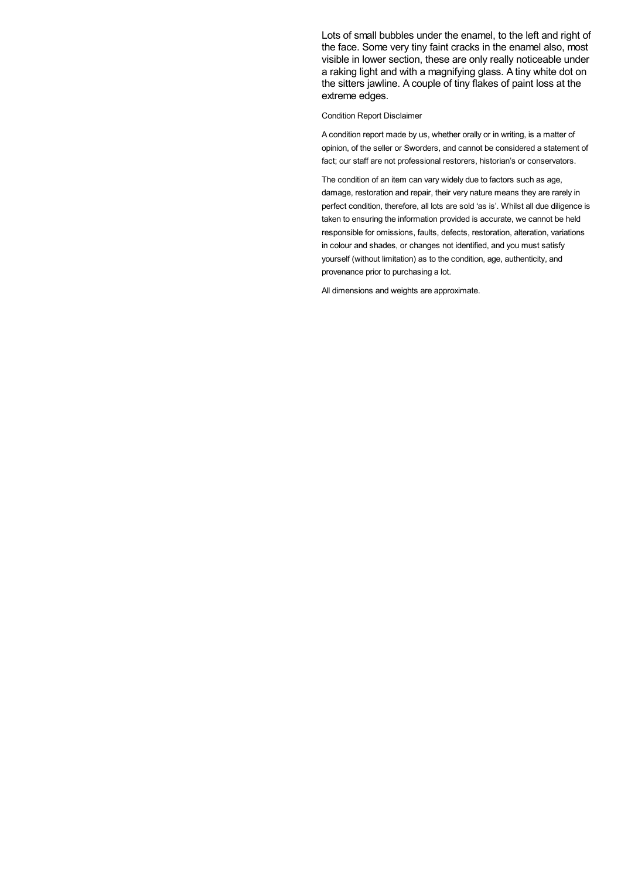Lots of small bubbles under the enamel, to the left and right of the face. Some very tiny faint cracks in the enamel also, most visible in lower section, these are only really noticeable under a raking light and with a magnifying glass. A tiny white dot on the sitters jawline. A couple of tiny flakes of paint loss at the extreme edges.

Condition Report Disclaimer

A condition report made by us, whether orally or in writing, is a matter of opinion, of the seller or Sworders, and cannot be considered a statement of fact; our staff are not professional restorers, historian's or conservators.

The condition of an item can vary widely due to factors such as age, damage, restoration and repair, their very nature means they are rarely in perfect condition, therefore, all lots are sold 'as is'. Whilst all due diligence is taken to ensuring the information provided is accurate, we cannot be held responsible for omissions, faults, defects, restoration, alteration, variations in colour and shades, or changes not identified, and you must satisfy yourself (without limitation) as to the condition, age, authenticity, and provenance prior to purchasing a lot.

All dimensions and weights are approximate.